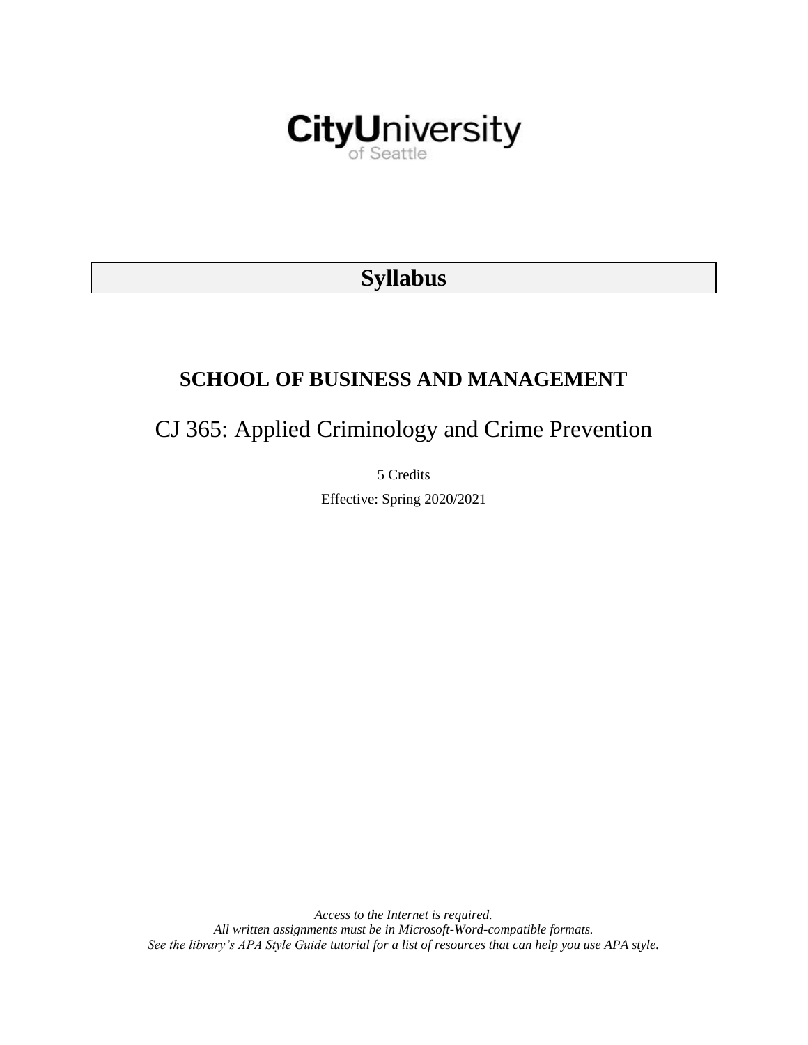CityUniversity of Seattle

# Syllabus

## SCHOOL OF BUSINESS AND MANAGEMENT

# CJ 365: Applied Criminology and Crime Prevention

5 Credits

Effective: Spring 2020/2021

*Access to the Internet is required.*
*All written assignments must be in Microsoft-Word-compatible formats.*
*See the library's APA Style Guide tutorial for a list of resources that can help you use APA style.*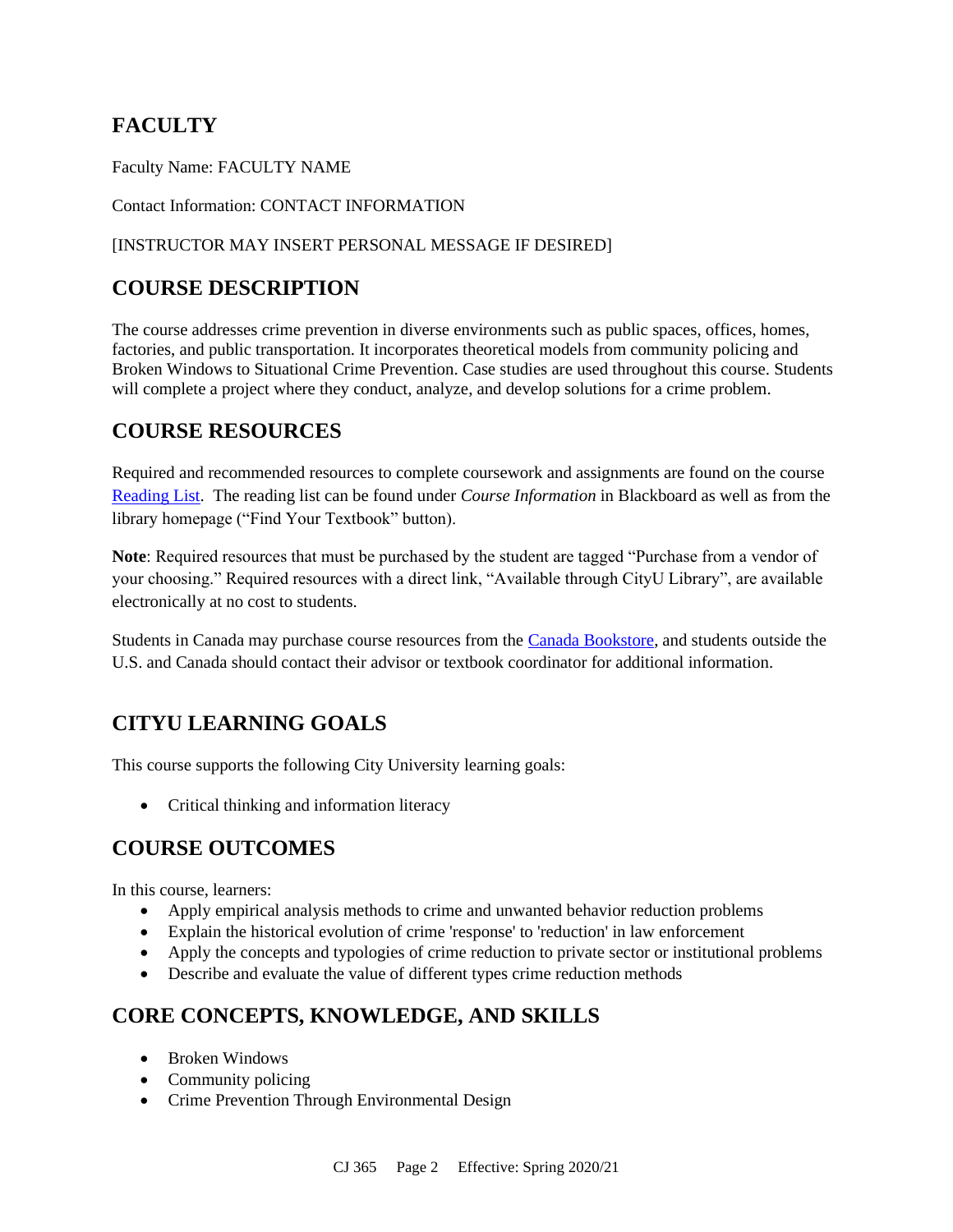## FACULTY

Faculty Name: FACULTY NAME

Contact Information: CONTACT INFORMATION

[INSTRUCTOR MAY INSERT PERSONAL MESSAGE IF DESIRED]

## COURSE DESCRIPTION

The course addresses crime prevention in diverse environments such as public spaces, offices, homes, factories, and public transportation. It incorporates theoretical models from community policing and Broken Windows to Situational Crime Prevention. Case studies are used throughout this course. Students will complete a project where they conduct, analyze, and develop solutions for a crime problem.

## COURSE RESOURCES

Required and recommended resources to complete coursework and assignments are found on the course Reading List. The reading list can be found under *Course Information* in Blackboard as well as from the library homepage ("Find Your Textbook" button).

**Note**: Required resources that must be purchased by the student are tagged "Purchase from a vendor of your choosing." Required resources with a direct link, "Available through CityU Library", are available electronically at no cost to students.

Students in Canada may purchase course resources from the Canada Bookstore, and students outside the U.S. and Canada should contact their advisor or textbook coordinator for additional information.

## CITYU LEARNING GOALS

This course supports the following City University learning goals:

- Critical thinking and information literacy

## COURSE OUTCOMES

In this course, learners:

- Apply empirical analysis methods to crime and unwanted behavior reduction problems
- Explain the historical evolution of crime 'response' to 'reduction' in law enforcement
- Apply the concepts and typologies of crime reduction to private sector or institutional problems
- Describe and evaluate the value of different types crime reduction methods

## CORE CONCEPTS, KNOWLEDGE, AND SKILLS

- Broken Windows
- Community policing
- Crime Prevention Through Environmental Design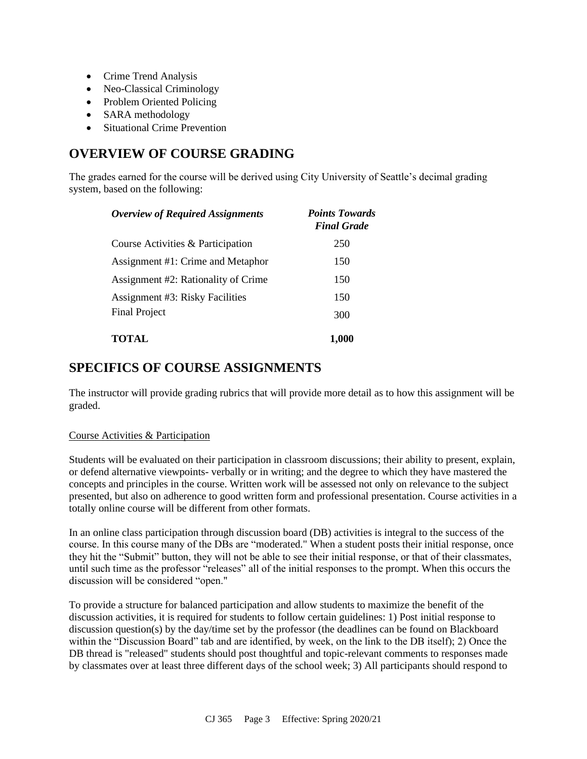- Crime Trend Analysis
- Neo-Classical Criminology
- Problem Oriented Policing
- SARA methodology
- Situational Crime Prevention

## OVERVIEW OF COURSE GRADING

The grades earned for the course will be derived using City University of Seattle's decimal grading system, based on the following:

| *Overview of Required Assignments* | *Points Towards Final Grade* |
|---|---|
| Course Activities & Participation | 250 |
| Assignment #1: Crime and Metaphor | 150 |
| Assignment #2: Rationality of Crime | 150 |
| Assignment #3: Risky Facilities | 150 |
| Final Project | 300 |
| **TOTAL** | **1,000** |

## SPECIFICS OF COURSE ASSIGNMENTS

The instructor will provide grading rubrics that will provide more detail as to how this assignment will be graded.

Course Activities & Participation

Students will be evaluated on their participation in classroom discussions; their ability to present, explain, or defend alternative viewpoints- verbally or in writing; and the degree to which they have mastered the concepts and principles in the course. Written work will be assessed not only on relevance to the subject presented, but also on adherence to good written form and professional presentation. Course activities in a totally online course will be different from other formats.

In an online class participation through discussion board (DB) activities is integral to the success of the course. In this course many of the DBs are "moderated." When a student posts their initial response, once they hit the "Submit" button, they will not be able to see their initial response, or that of their classmates, until such time as the professor "releases" all of the initial responses to the prompt. When this occurs the discussion will be considered "open."

To provide a structure for balanced participation and allow students to maximize the benefit of the discussion activities, it is required for students to follow certain guidelines: 1) Post initial response to discussion question(s) by the day/time set by the professor (the deadlines can be found on Blackboard within the "Discussion Board" tab and are identified, by week, on the link to the DB itself); 2) Once the DB thread is "released" students should post thoughtful and topic-relevant comments to responses made by classmates over at least three different days of the school week; 3) All participants should respond to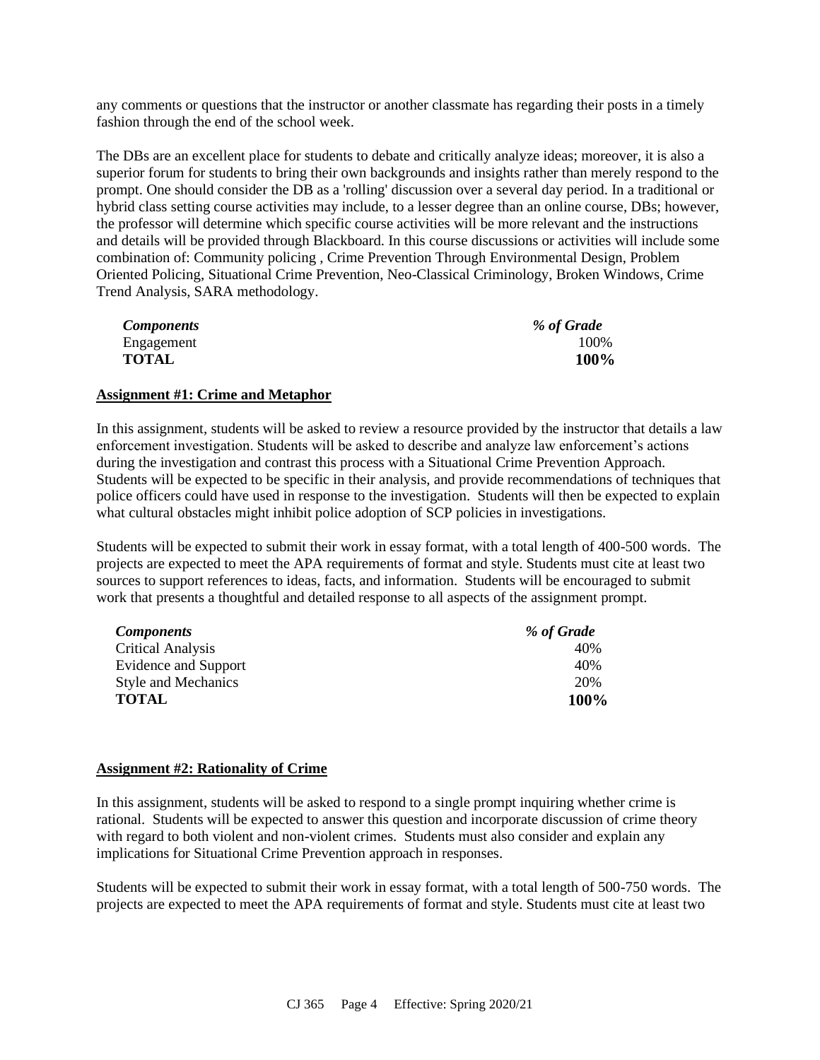any comments or questions that the instructor or another classmate has regarding their posts in a timely fashion through the end of the school week.

The DBs are an excellent place for students to debate and critically analyze ideas; moreover, it is also a superior forum for students to bring their own backgrounds and insights rather than merely respond to the prompt. One should consider the DB as a 'rolling' discussion over a several day period. In a traditional or hybrid class setting course activities may include, to a lesser degree than an online course, DBs; however, the professor will determine which specific course activities will be more relevant and the instructions and details will be provided through Blackboard. In this course discussions or activities will include some combination of: Community policing , Crime Prevention Through Environmental Design, Problem Oriented Policing, Situational Crime Prevention, Neo-Classical Criminology, Broken Windows, Crime Trend Analysis, SARA methodology.

| *Components* | *% of Grade* |
|---|---|
| Engagement | 100% |
| **TOTAL** | **100%** |

**Assignment #1: Crime and Metaphor**

In this assignment, students will be asked to review a resource provided by the instructor that details a law enforcement investigation. Students will be asked to describe and analyze law enforcement's actions during the investigation and contrast this process with a Situational Crime Prevention Approach. Students will be expected to be specific in their analysis, and provide recommendations of techniques that police officers could have used in response to the investigation. Students will then be expected to explain what cultural obstacles might inhibit police adoption of SCP policies in investigations.

Students will be expected to submit their work in essay format, with a total length of 400-500 words. The projects are expected to meet the APA requirements of format and style. Students must cite at least two sources to support references to ideas, facts, and information. Students will be encouraged to submit work that presents a thoughtful and detailed response to all aspects of the assignment prompt.

| *Components* | *% of Grade* |
|---|---|
| Critical Analysis | 40% |
| Evidence and Support | 40% |
| Style and Mechanics | 20% |
| **TOTAL** | **100%** |

**Assignment #2: Rationality of Crime**

In this assignment, students will be asked to respond to a single prompt inquiring whether crime is rational. Students will be expected to answer this question and incorporate discussion of crime theory with regard to both violent and non-violent crimes. Students must also consider and explain any implications for Situational Crime Prevention approach in responses.

Students will be expected to submit their work in essay format, with a total length of 500-750 words. The projects are expected to meet the APA requirements of format and style. Students must cite at least two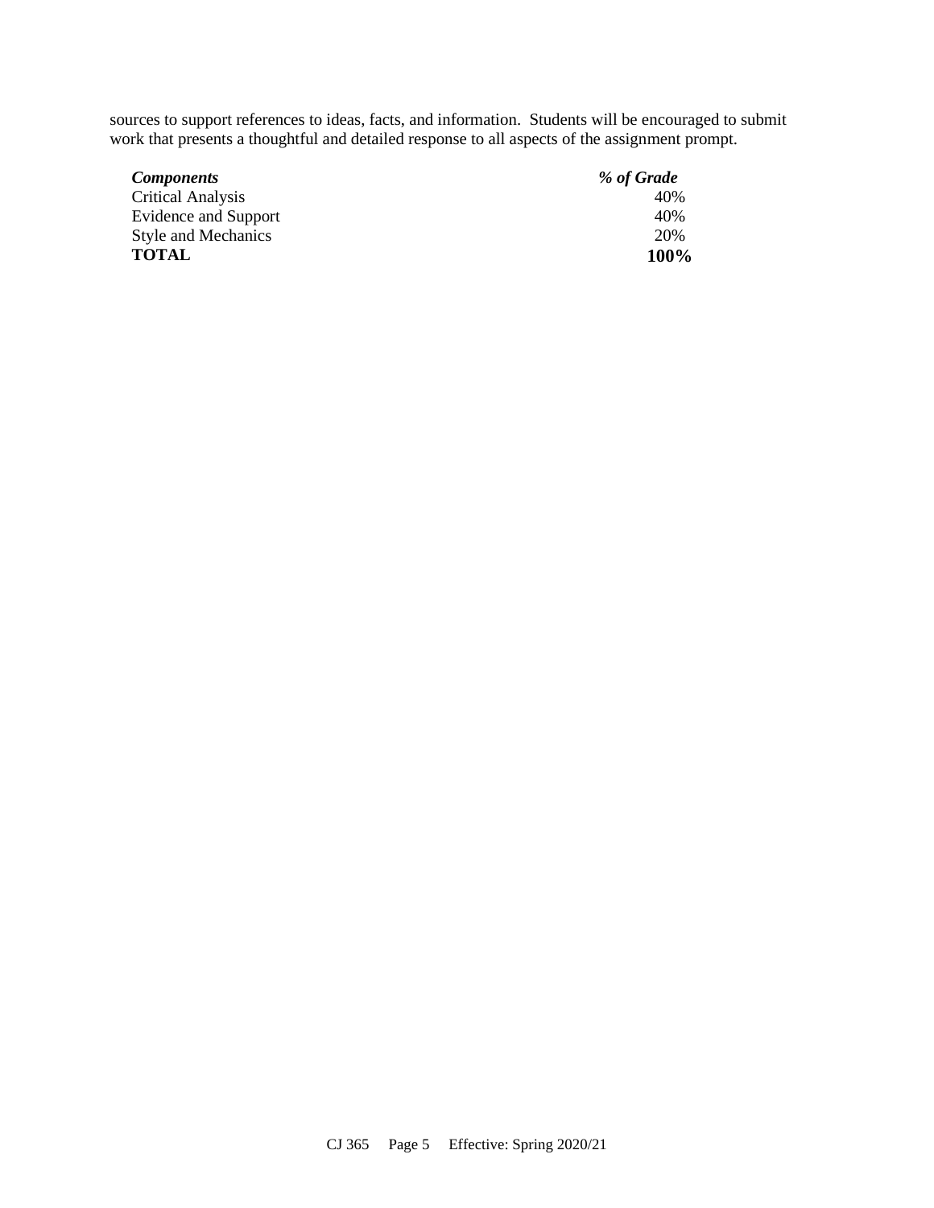sources to support references to ideas, facts, and information. Students will be encouraged to submit work that presents a thoughtful and detailed response to all aspects of the assignment prompt.

| ***Components*** | ***% of Grade*** |
|---|---|
| Critical Analysis | 40% |
| Evidence and Support | 40% |
| Style and Mechanics | 20% |
| **TOTAL** | **100%** |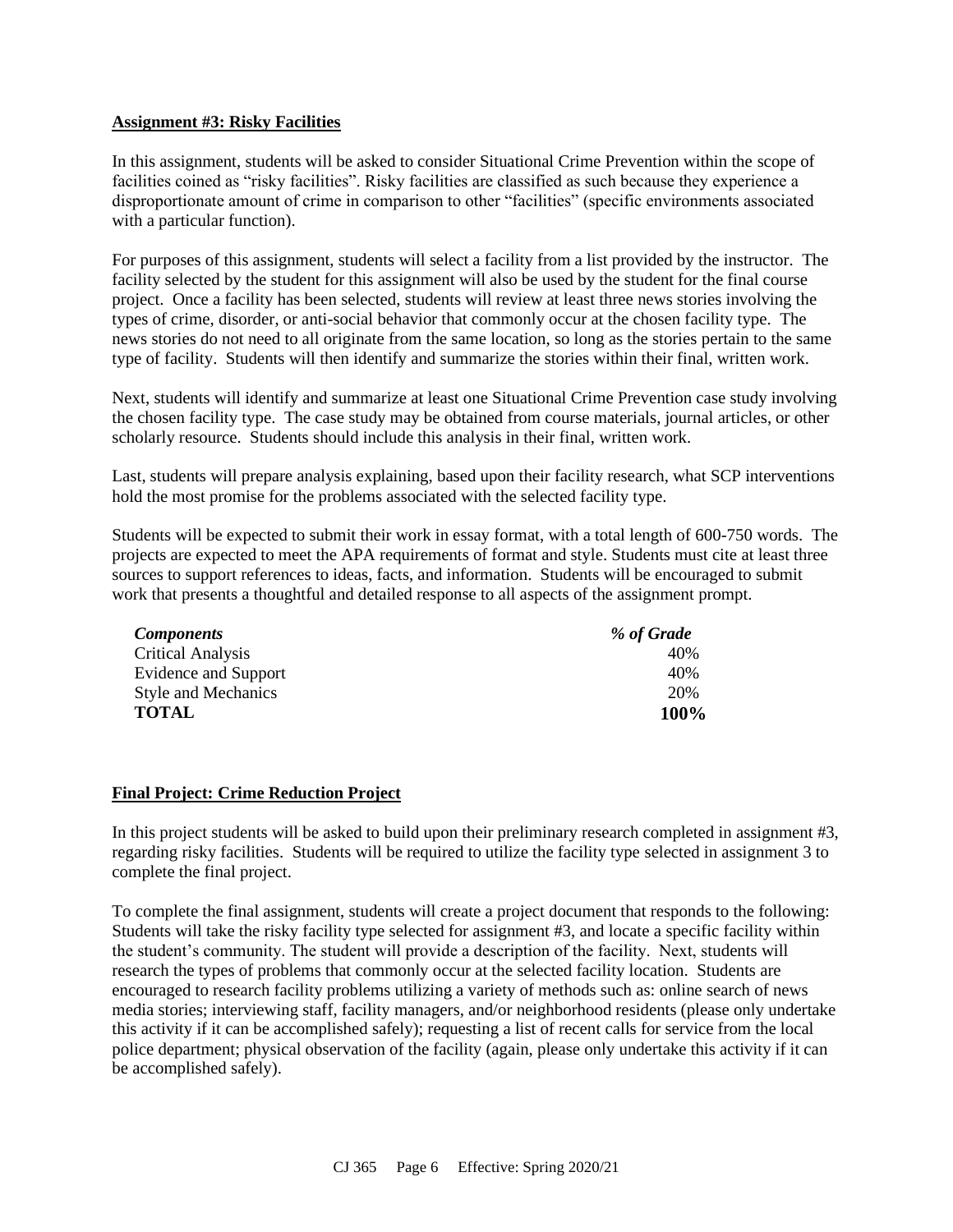**Assignment #3: Risky Facilities**

In this assignment, students will be asked to consider Situational Crime Prevention within the scope of facilities coined as "risky facilities". Risky facilities are classified as such because they experience a disproportionate amount of crime in comparison to other "facilities" (specific environments associated with a particular function).

For purposes of this assignment, students will select a facility from a list provided by the instructor. The facility selected by the student for this assignment will also be used by the student for the final course project. Once a facility has been selected, students will review at least three news stories involving the types of crime, disorder, or anti-social behavior that commonly occur at the chosen facility type. The news stories do not need to all originate from the same location, so long as the stories pertain to the same type of facility. Students will then identify and summarize the stories within their final, written work.

Next, students will identify and summarize at least one Situational Crime Prevention case study involving the chosen facility type. The case study may be obtained from course materials, journal articles, or other scholarly resource. Students should include this analysis in their final, written work.

Last, students will prepare analysis explaining, based upon their facility research, what SCP interventions hold the most promise for the problems associated with the selected facility type.

Students will be expected to submit their work in essay format, with a total length of 600-750 words. The projects are expected to meet the APA requirements of format and style. Students must cite at least three sources to support references to ideas, facts, and information. Students will be encouraged to submit work that presents a thoughtful and detailed response to all aspects of the assignment prompt.

| *Components* | *% of Grade* |
|---|---|
| Critical Analysis | 40% |
| Evidence and Support | 40% |
| Style and Mechanics | 20% |
| **TOTAL** | **100%** |

**Final Project: Crime Reduction Project**

In this project students will be asked to build upon their preliminary research completed in assignment #3, regarding risky facilities. Students will be required to utilize the facility type selected in assignment 3 to complete the final project.

To complete the final assignment, students will create a project document that responds to the following: Students will take the risky facility type selected for assignment #3, and locate a specific facility within the student's community. The student will provide a description of the facility. Next, students will research the types of problems that commonly occur at the selected facility location. Students are encouraged to research facility problems utilizing a variety of methods such as: online search of news media stories; interviewing staff, facility managers, and/or neighborhood residents (please only undertake this activity if it can be accomplished safely); requesting a list of recent calls for service from the local police department; physical observation of the facility (again, please only undertake this activity if it can be accomplished safely).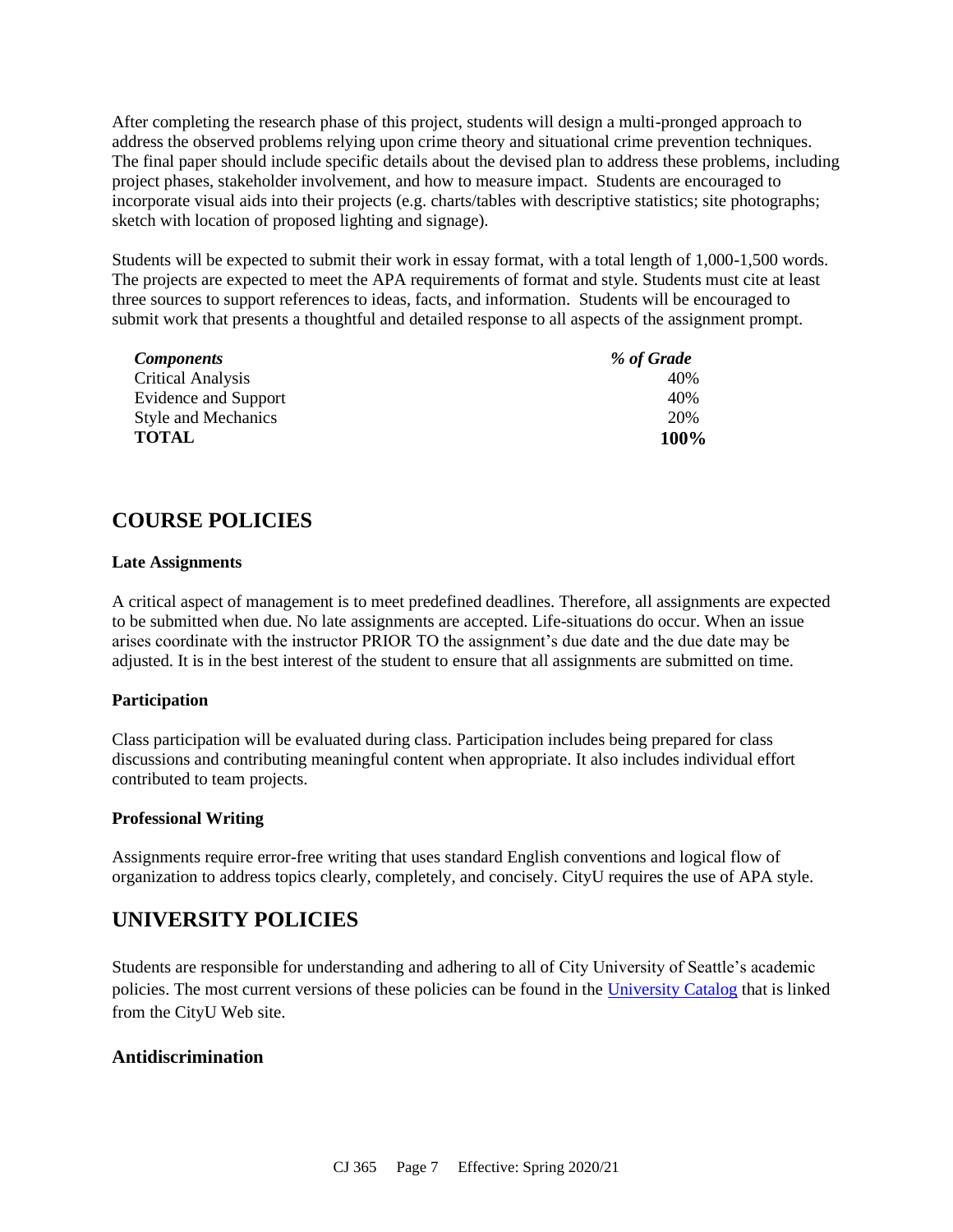After completing the research phase of this project, students will design a multi-pronged approach to address the observed problems relying upon crime theory and situational crime prevention techniques. The final paper should include specific details about the devised plan to address these problems, including project phases, stakeholder involvement, and how to measure impact. Students are encouraged to incorporate visual aids into their projects (e.g. charts/tables with descriptive statistics; site photographs; sketch with location of proposed lighting and signage).

Students will be expected to submit their work in essay format, with a total length of 1,000-1,500 words. The projects are expected to meet the APA requirements of format and style. Students must cite at least three sources to support references to ideas, facts, and information. Students will be encouraged to submit work that presents a thoughtful and detailed response to all aspects of the assignment prompt.

| *Components* | *% of Grade* |
| --- | --- |
| Critical Analysis | 40% |
| Evidence and Support | 40% |
| Style and Mechanics | 20% |
| **TOTAL** | **100%** |

## COURSE POLICIES

### Late Assignments

A critical aspect of management is to meet predefined deadlines. Therefore, all assignments are expected to be submitted when due. No late assignments are accepted. Life-situations do occur. When an issue arises coordinate with the instructor PRIOR TO the assignment's due date and the due date may be adjusted. It is in the best interest of the student to ensure that all assignments are submitted on time.

### Participation

Class participation will be evaluated during class. Participation includes being prepared for class discussions and contributing meaningful content when appropriate. It also includes individual effort contributed to team projects.

### Professional Writing

Assignments require error-free writing that uses standard English conventions and logical flow of organization to address topics clearly, completely, and concisely. CityU requires the use of APA style.

## UNIVERSITY POLICIES

Students are responsible for understanding and adhering to all of City University of Seattle's academic policies. The most current versions of these policies can be found in the [University Catalog]() that is linked from the CityU Web site.

### Antidiscrimination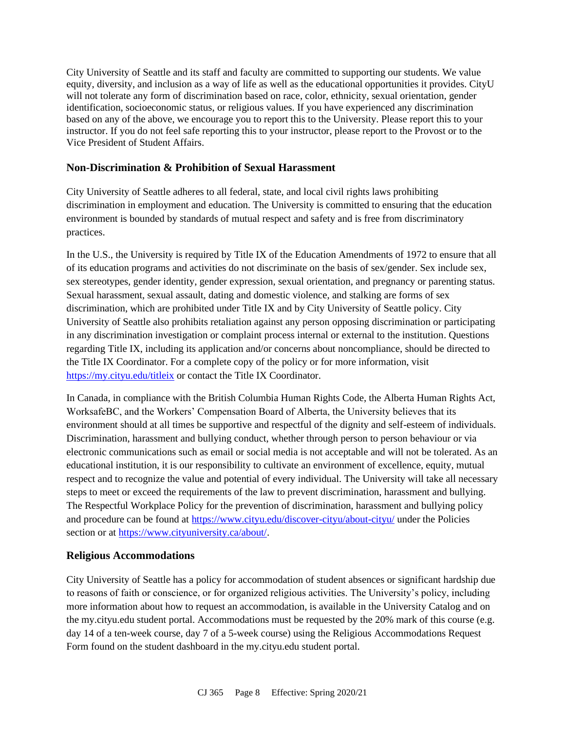City University of Seattle and its staff and faculty are committed to supporting our students. We value equity, diversity, and inclusion as a way of life as well as the educational opportunities it provides. CityU will not tolerate any form of discrimination based on race, color, ethnicity, sexual orientation, gender identification, socioeconomic status, or religious values. If you have experienced any discrimination based on any of the above, we encourage you to report this to the University. Please report this to your instructor. If you do not feel safe reporting this to your instructor, please report to the Provost or to the Vice President of Student Affairs.

### Non-Discrimination & Prohibition of Sexual Harassment

City University of Seattle adheres to all federal, state, and local civil rights laws prohibiting discrimination in employment and education. The University is committed to ensuring that the education environment is bounded by standards of mutual respect and safety and is free from discriminatory practices.

In the U.S., the University is required by Title IX of the Education Amendments of 1972 to ensure that all of its education programs and activities do not discriminate on the basis of sex/gender. Sex include sex, sex stereotypes, gender identity, gender expression, sexual orientation, and pregnancy or parenting status. Sexual harassment, sexual assault, dating and domestic violence, and stalking are forms of sex discrimination, which are prohibited under Title IX and by City University of Seattle policy. City University of Seattle also prohibits retaliation against any person opposing discrimination or participating in any discrimination investigation or complaint process internal or external to the institution. Questions regarding Title IX, including its application and/or concerns about noncompliance, should be directed to the Title IX Coordinator. For a complete copy of the policy or for more information, visit https://my.cityu.edu/titleix or contact the Title IX Coordinator.

In Canada, in compliance with the British Columbia Human Rights Code, the Alberta Human Rights Act, WorksafeBC, and the Workers' Compensation Board of Alberta, the University believes that its environment should at all times be supportive and respectful of the dignity and self-esteem of individuals. Discrimination, harassment and bullying conduct, whether through person to person behaviour or via electronic communications such as email or social media is not acceptable and will not be tolerated. As an educational institution, it is our responsibility to cultivate an environment of excellence, equity, mutual respect and to recognize the value and potential of every individual. The University will take all necessary steps to meet or exceed the requirements of the law to prevent discrimination, harassment and bullying. The Respectful Workplace Policy for the prevention of discrimination, harassment and bullying policy and procedure can be found at https://www.cityu.edu/discover-cityu/about-cityu/ under the Policies section or at https://www.cityuniversity.ca/about/.

### Religious Accommodations

City University of Seattle has a policy for accommodation of student absences or significant hardship due to reasons of faith or conscience, or for organized religious activities. The University's policy, including more information about how to request an accommodation, is available in the University Catalog and on the my.cityu.edu student portal. Accommodations must be requested by the 20% mark of this course (e.g. day 14 of a ten-week course, day 7 of a 5-week course) using the Religious Accommodations Request Form found on the student dashboard in the my.cityu.edu student portal.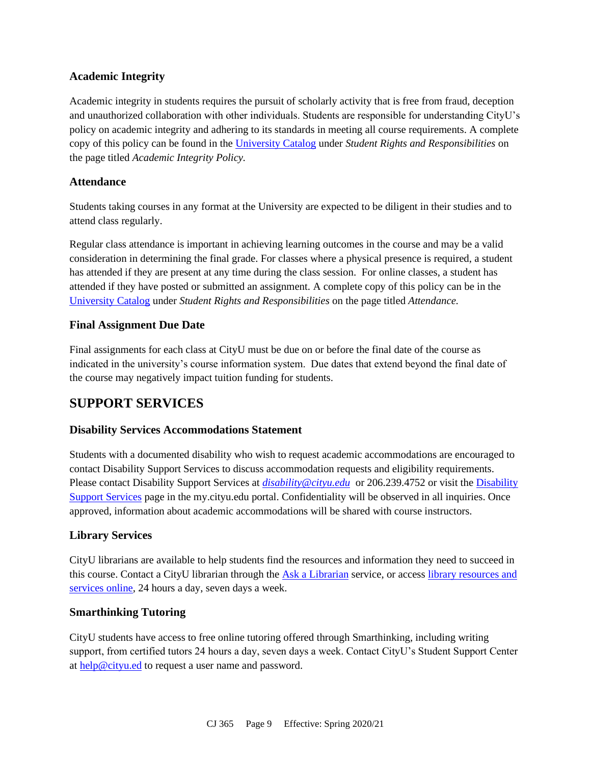### Academic Integrity

Academic integrity in students requires the pursuit of scholarly activity that is free from fraud, deception and unauthorized collaboration with other individuals. Students are responsible for understanding CityU's policy on academic integrity and adhering to its standards in meeting all course requirements. A complete copy of this policy can be found in the University Catalog under *Student Rights and Responsibilities* on the page titled *Academic Integrity Policy.*

### Attendance

Students taking courses in any format at the University are expected to be diligent in their studies and to attend class regularly.

Regular class attendance is important in achieving learning outcomes in the course and may be a valid consideration in determining the final grade. For classes where a physical presence is required, a student has attended if they are present at any time during the class session. For online classes, a student has attended if they have posted or submitted an assignment. A complete copy of this policy can be in the University Catalog under *Student Rights and Responsibilities* on the page titled *Attendance.*

### Final Assignment Due Date

Final assignments for each class at CityU must be due on or before the final date of the course as indicated in the university's course information system. Due dates that extend beyond the final date of the course may negatively impact tuition funding for students.

## SUPPORT SERVICES

### Disability Services Accommodations Statement

Students with a documented disability who wish to request academic accommodations are encouraged to contact Disability Support Services to discuss accommodation requests and eligibility requirements. Please contact Disability Support Services at ***disability@cityu.edu*** or 206.239.4752 or visit the Disability Support Services page in the my.cityu.edu portal. Confidentiality will be observed in all inquiries. Once approved, information about academic accommodations will be shared with course instructors.

### Library Services

CityU librarians are available to help students find the resources and information they need to succeed in this course. Contact a CityU librarian through the Ask a Librarian service, or access library resources and services online, 24 hours a day, seven days a week.

### Smarthinking Tutoring

CityU students have access to free online tutoring offered through Smarthinking, including writing support, from certified tutors 24 hours a day, seven days a week. Contact CityU's Student Support Center at help@cityu.ed to request a user name and password.